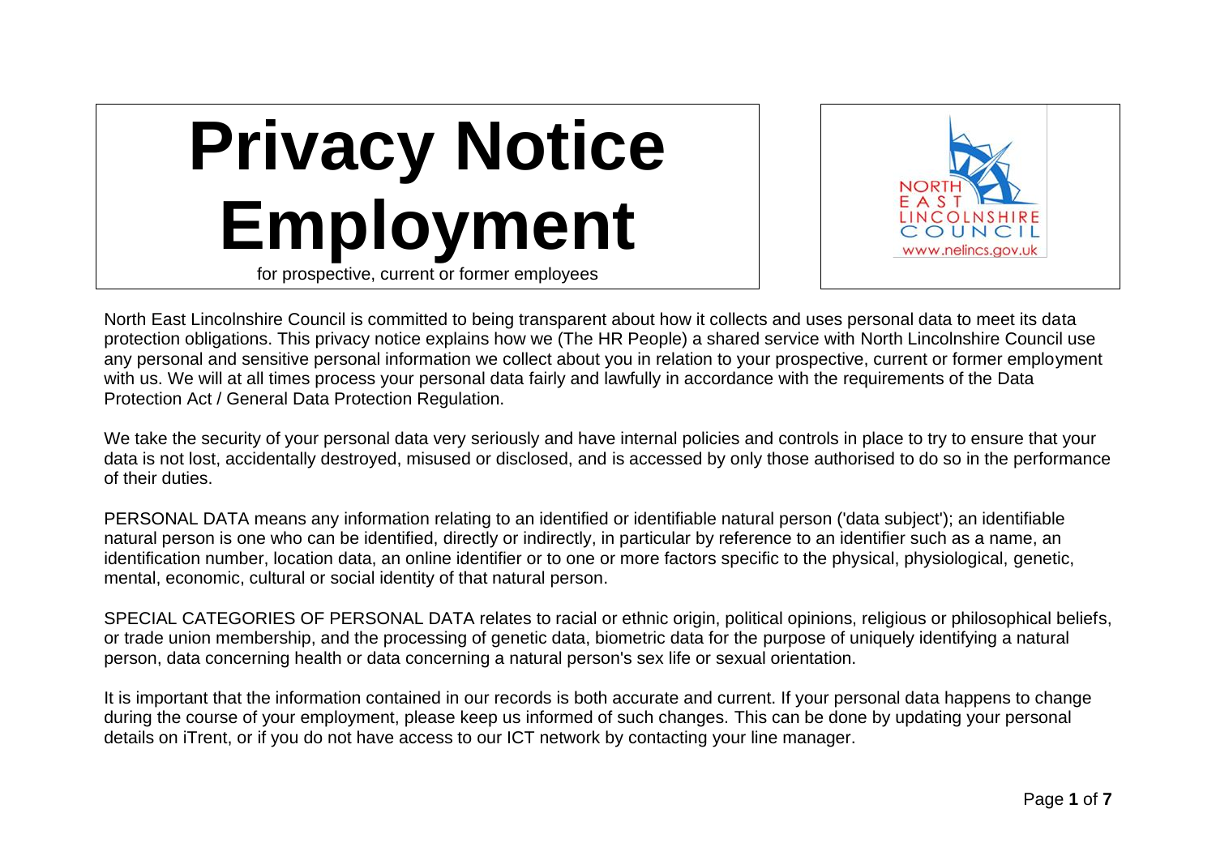# Privacy Notice Employment

for prospective, current or former employees

North East Lincolnshire Council is committed to being transparent about how it collects and uses personal data to meet its data protection obligations. This privacy notice explains how we (The HR People) a shared service with North Lincolnshire Council use any personal and sensitive personal information we collect about you in relation to your prospective, current or former employment with us. We will at all times process your personal data fairly and lawfully in accordance with the requirements of the Data Protection Act / General Data Protection Regulation.

We take the security of your personal data very seriously and have internal policies and controls in place to try to ensure that your data is not lost, accidentally destroyed, misused or disclosed, and is accessed by only those authorised to do so in the performance of their duties.

PERSONAL DATA means any information relating to an identified or identifiable natural person ('data subject'); an identifiable natural person is one who can be identified, directly or indirectly, in particular by reference to an identifier such as a name, an identification number, location data, an online identifier or to one or more factors specific to the physical, physiological, genetic, mental, economic, cultural or social identity of that natural person.

SPECIAL CATEGORIES OF PERSONAL DATA relates to racial or ethnic origin, political opinions, religious or philosophical beliefs, or trade union membership, and the processing of genetic data, biometric data for the purpose of uniquely identifying a natural person, data concerning health or data concerning a natural person's sex life or sexual orientation.

It is important that the information contained in our records is both accurate and current. If your personal data happens to change during the course of your employment, please keep us informed of such changes. This can be done by updating your personal details on iTrent, or if you do not have access to our ICT network by contacting your line manager.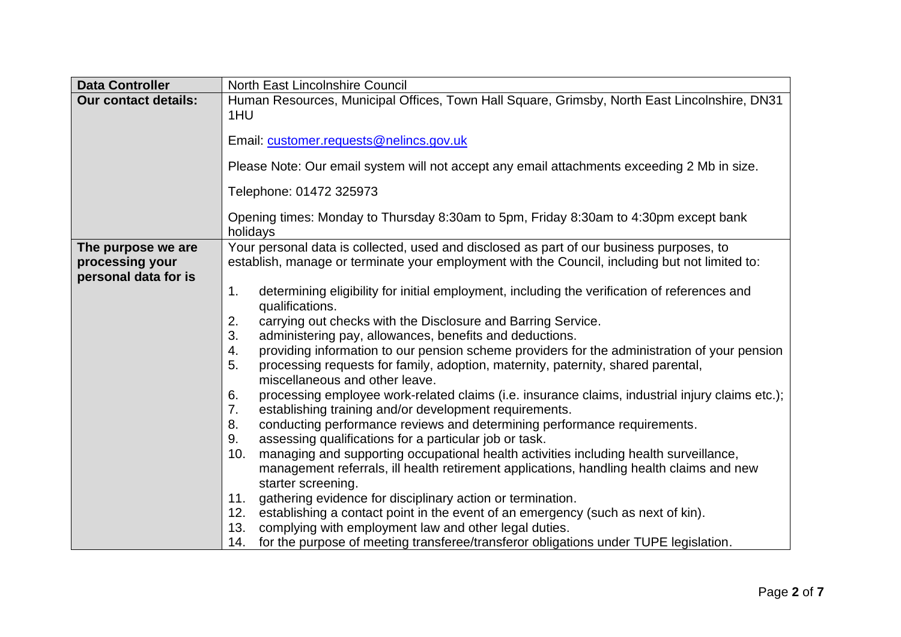| Data Controller | North East Lincolnshire Council |
|---|---|
| **Our contact details:** | Human Resources, Municipal Offices, Town Hall Square, Grimsby, North East Lincolnshire, DN31 1HU<br><br>Email: customer.requests@nelincs.gov.uk<br><br>Please Note: Our email system will not accept any email attachments exceeding 2 Mb in size.<br><br>Telephone: 01472 325973<br><br>Opening times: Monday to Thursday 8:30am to 5pm, Friday 8:30am to 4:30pm except bank holidays |
| **The purpose we are processing your personal data for is** | Your personal data is collected, used and disclosed as part of our business purposes, to establish, manage or terminate your employment with the Council, including but not limited to:<br><br>1. determining eligibility for initial employment, including the verification of references and qualifications.<br>2. carrying out checks with the Disclosure and Barring Service.<br>3. administering pay, allowances, benefits and deductions.<br>4. providing information to our pension scheme providers for the administration of your pension<br>5. processing requests for family, adoption, maternity, paternity, shared parental, miscellaneous and other leave.<br>6. processing employee work-related claims (i.e. insurance claims, industrial injury claims etc.);<br>7. establishing training and/or development requirements.<br>8. conducting performance reviews and determining performance requirements.<br>9. assessing qualifications for a particular job or task.<br>10. managing and supporting occupational health activities including health surveillance, management referrals, ill health retirement applications, handling health claims and new starter screening.<br>11. gathering evidence for disciplinary action or termination.<br>12. establishing a contact point in the event of an emergency (such as next of kin).<br>13. complying with employment law and other legal duties.<br>14. for the purpose of meeting transferee/transferor obligations under TUPE legislation. |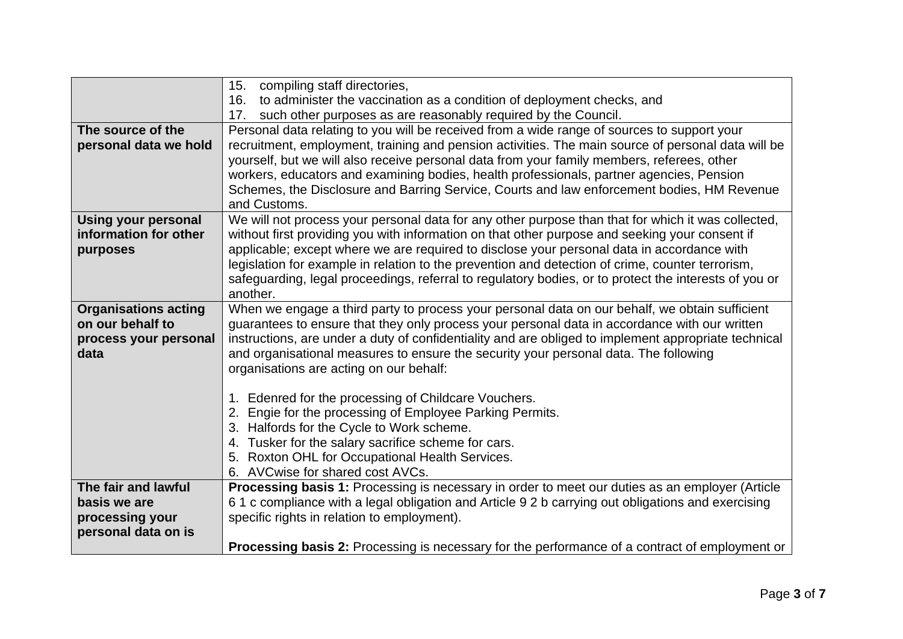| | |
|---|---|
| | 15. compiling staff directories,<br>16. to administer the vaccination as a condition of deployment checks, and<br>17. such other purposes as are reasonably required by the Council. |
| **The source of the personal data we hold** | Personal data relating to you will be received from a wide range of sources to support your recruitment, employment, training and pension activities. The main source of personal data will be yourself, but we will also receive personal data from your family members, referees, other workers, educators and examining bodies, health professionals, partner agencies, Pension Schemes, the Disclosure and Barring Service, Courts and law enforcement bodies, HM Revenue and Customs. |
| **Using your personal information for other purposes** | We will not process your personal data for any other purpose than that for which it was collected, without first providing you with information on that other purpose and seeking your consent if applicable; except where we are required to disclose your personal data in accordance with legislation for example in relation to the prevention and detection of crime, counter terrorism, safeguarding, legal proceedings, referral to regulatory bodies, or to protect the interests of you or another. |
| **Organisations acting on our behalf to process your personal data** | When we engage a third party to process your personal data on our behalf, we obtain sufficient guarantees to ensure that they only process your personal data in accordance with our written instructions, are under a duty of confidentiality and are obliged to implement appropriate technical and organisational measures to ensure the security your personal data. The following organisations are acting on our behalf:<br><br>1. Edenred for the processing of Childcare Vouchers.<br>2. Engie for the processing of Employee Parking Permits.<br>3. Halfords for the Cycle to Work scheme.<br>4. Tusker for the salary sacrifice scheme for cars.<br>5. Roxton OHL for Occupational Health Services.<br>6. AVCwise for shared cost AVCs. |
| **The fair and lawful basis we are processing your personal data on is** | **Processing basis 1:** Processing is necessary in order to meet our duties as an employer (Article 6 1 c compliance with a legal obligation and Article 9 2 b carrying out obligations and exercising specific rights in relation to employment).<br><br>**Processing basis 2:** Processing is necessary for the performance of a contract of employment or |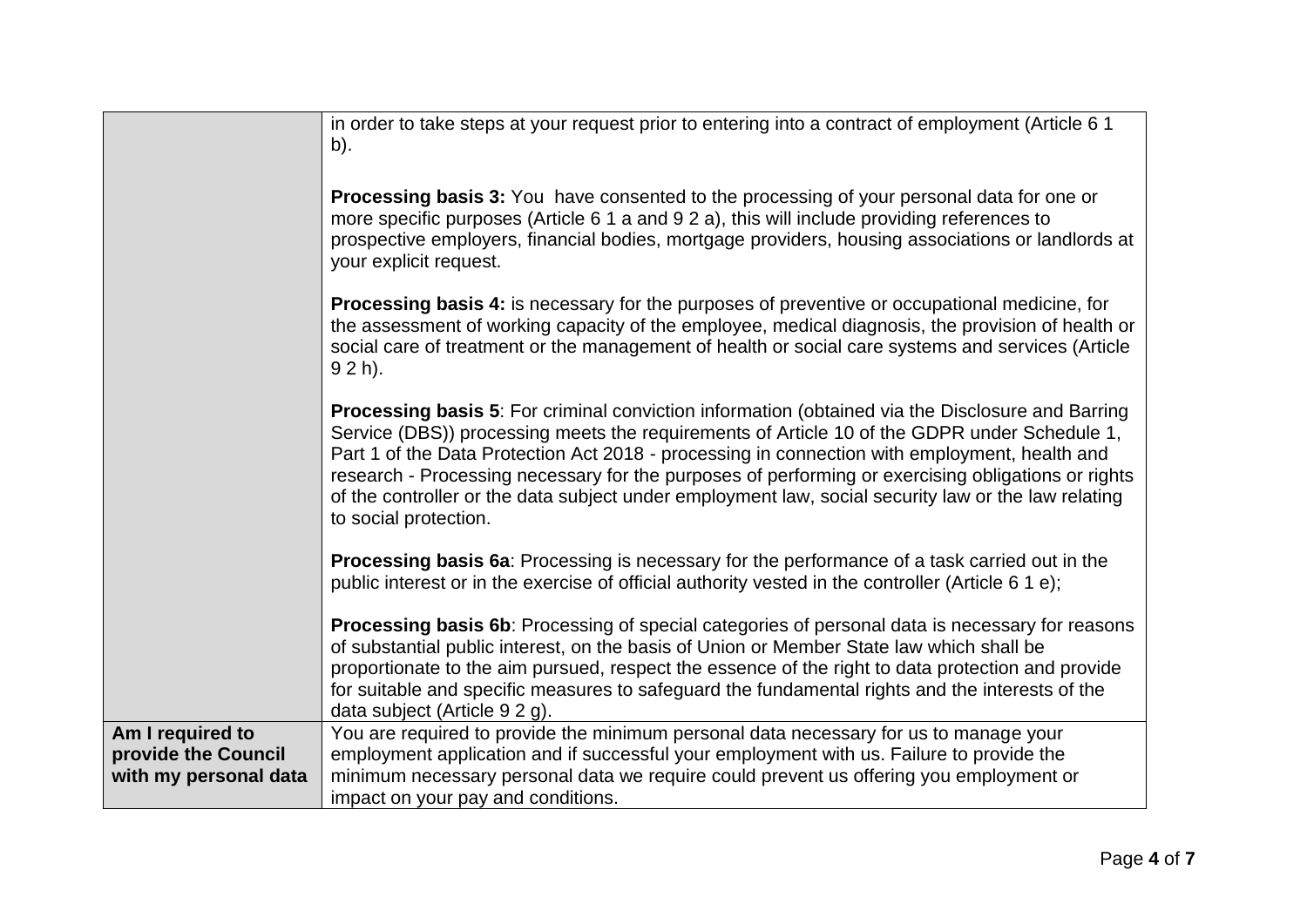| | |
|---|---|
| | in order to take steps at your request prior to entering into a contract of employment (Article 6 1 b).<br><br>**Processing basis 3:** You have consented to the processing of your personal data for one or more specific purposes (Article 6 1 a and 9 2 a), this will include providing references to prospective employers, financial bodies, mortgage providers, housing associations or landlords at your explicit request.<br><br>**Processing basis 4:** is necessary for the purposes of preventive or occupational medicine, for the assessment of working capacity of the employee, medical diagnosis, the provision of health or social care of treatment or the management of health or social care systems and services (Article 9 2 h).<br><br>**Processing basis 5**: For criminal conviction information (obtained via the Disclosure and Barring Service (DBS)) processing meets the requirements of Article 10 of the GDPR under Schedule 1, Part 1 of the Data Protection Act 2018 - processing in connection with employment, health and research - Processing necessary for the purposes of performing or exercising obligations or rights of the controller or the data subject under employment law, social security law or the law relating to social protection.<br><br>**Processing basis 6a**: Processing is necessary for the performance of a task carried out in the public interest or in the exercise of official authority vested in the controller (Article 6 1 e);<br><br>**Processing basis 6b**: Processing of special categories of personal data is necessary for reasons of substantial public interest, on the basis of Union or Member State law which shall be proportionate to the aim pursued, respect the essence of the right to data protection and provide for suitable and specific measures to safeguard the fundamental rights and the interests of the data subject (Article 9 2 g). |
| **Am I required to provide the Council with my personal data** | You are required to provide the minimum personal data necessary for us to manage your employment application and if successful your employment with us. Failure to provide the minimum necessary personal data we require could prevent us offering you employment or impact on your pay and conditions. |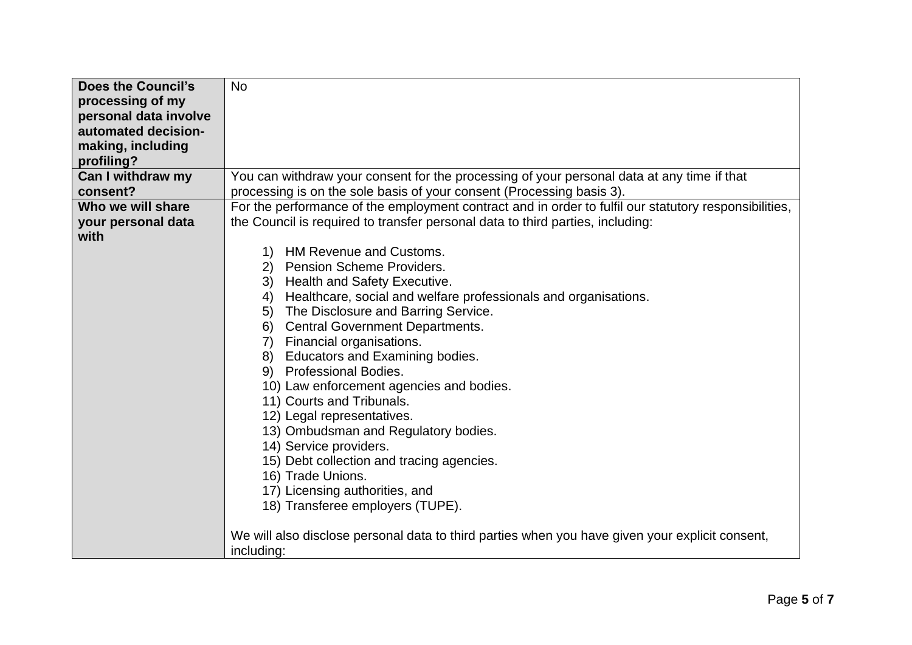| | |
|---|---|
| **Does the Council's processing of my personal data involve automated decision-making, including profiling?** | No |
| **Can I withdraw my consent?** | You can withdraw your consent for the processing of your personal data at any time if that processing is on the sole basis of your consent (Processing basis 3). |
| **Who we will share your personal data with** | For the performance of the employment contract and in order to fulfil our statutory responsibilities, the Council is required to transfer personal data to third parties, including:<br><br>1) HM Revenue and Customs.<br>2) Pension Scheme Providers.<br>3) Health and Safety Executive.<br>4) Healthcare, social and welfare professionals and organisations.<br>5) The Disclosure and Barring Service.<br>6) Central Government Departments.<br>7) Financial organisations.<br>8) Educators and Examining bodies.<br>9) Professional Bodies.<br>10) Law enforcement agencies and bodies.<br>11) Courts and Tribunals.<br>12) Legal representatives.<br>13) Ombudsman and Regulatory bodies.<br>14) Service providers.<br>15) Debt collection and tracing agencies.<br>16) Trade Unions.<br>17) Licensing authorities, and<br>18) Transferee employers (TUPE).<br><br>We will also disclose personal data to third parties when you have given your explicit consent, including: |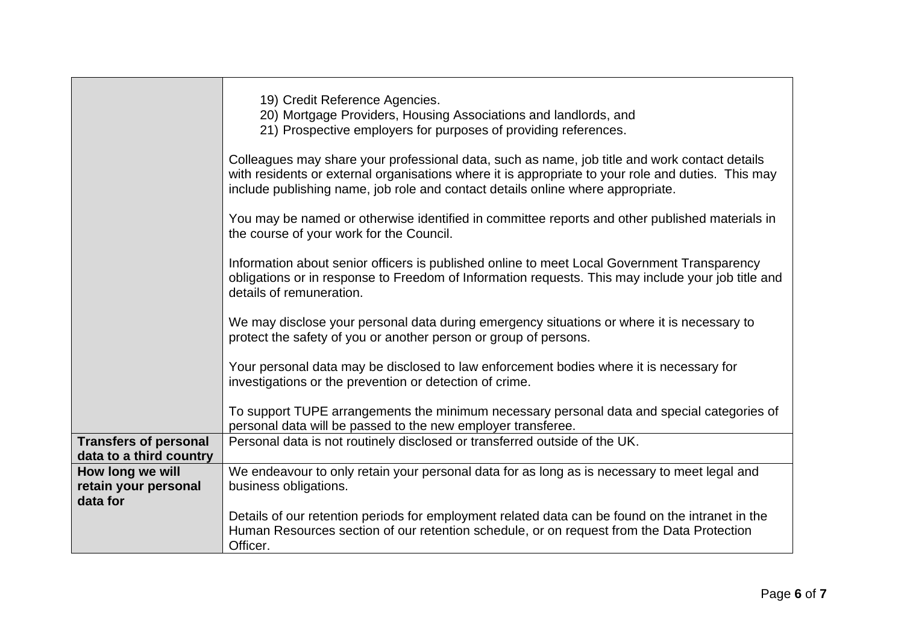| | |
|---|---|
| | 19) Credit Reference Agencies.<br>20) Mortgage Providers, Housing Associations and landlords, and<br>21) Prospective employers for purposes of providing references.<br><br>Colleagues may share your professional data, such as name, job title and work contact details with residents or external organisations where it is appropriate to your role and duties. This may include publishing name, job role and contact details online where appropriate.<br><br>You may be named or otherwise identified in committee reports and other published materials in the course of your work for the Council.<br><br>Information about senior officers is published online to meet Local Government Transparency obligations or in response to Freedom of Information requests. This may include your job title and details of remuneration.<br><br>We may disclose your personal data during emergency situations or where it is necessary to protect the safety of you or another person or group of persons.<br><br>Your personal data may be disclosed to law enforcement bodies where it is necessary for investigations or the prevention or detection of crime.<br><br>To support TUPE arrangements the minimum necessary personal data and special categories of personal data will be passed to the new employer transferee. |
| **Transfers of personal data to a third country** | Personal data is not routinely disclosed or transferred outside of the UK. |
| **How long we will retain your personal data for** | We endeavour to only retain your personal data for as long as is necessary to meet legal and business obligations.<br><br>Details of our retention periods for employment related data can be found on the intranet in the Human Resources section of our retention schedule, or on request from the Data Protection Officer. |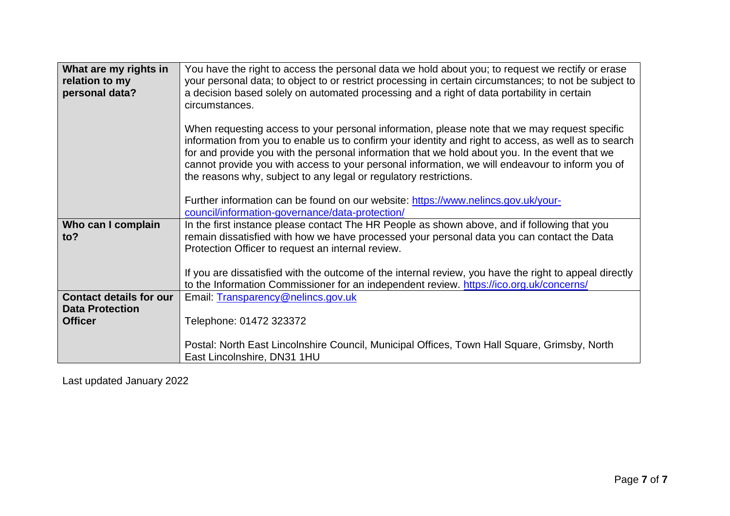| | |
|---|---|
| **What are my rights in relation to my personal data?** | You have the right to access the personal data we hold about you; to request we rectify or erase your personal data; to object to or restrict processing in certain circumstances; to not be subject to a decision based solely on automated processing and a right of data portability in certain circumstances.<br><br>When requesting access to your personal information, please note that we may request specific information from you to enable us to confirm your identity and right to access, as well as to search for and provide you with the personal information that we hold about you. In the event that we cannot provide you with access to your personal information, we will endeavour to inform you of the reasons why, subject to any legal or regulatory restrictions.<br><br>Further information can be found on our website: [https://www.nelincs.gov.uk/your-council/information-governance/data-protection/](https://www.nelincs.gov.uk/your-council/information-governance/data-protection/) |
| **Who can I complain to?** | In the first instance please contact The HR People as shown above, and if following that you remain dissatisfied with how we have processed your personal data you can contact the Data Protection Officer to request an internal review.<br><br>If you are dissatisfied with the outcome of the internal review, you have the right to appeal directly to the Information Commissioner for an independent review. [https://ico.org.uk/concerns/](https://ico.org.uk/concerns/) |
| **Contact details for our Data Protection Officer** | Email: [Transparency@nelincs.gov.uk](mailto:Transparency@nelincs.gov.uk)<br><br>Telephone: 01472 323372<br><br>Postal: North East Lincolnshire Council, Municipal Offices, Town Hall Square, Grimsby, North East Lincolnshire, DN31 1HU |

Last updated January 2022